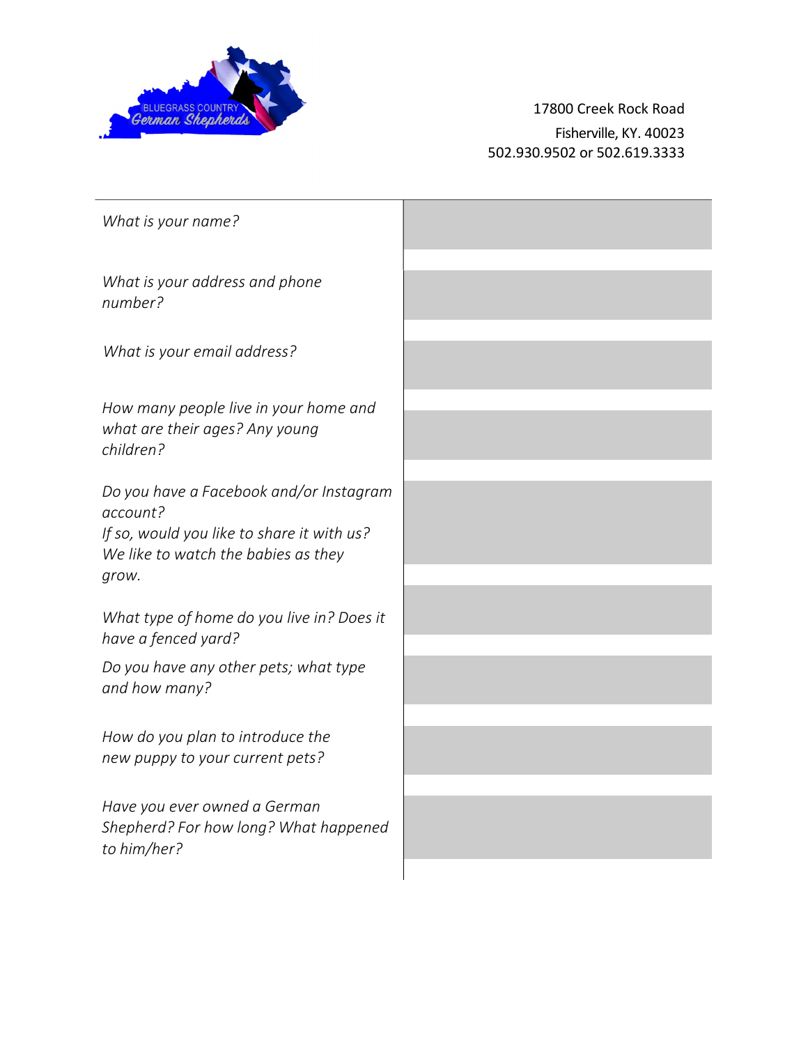BLUEGRASS COUNTRY
German Shepherds

17800 Creek Rock Road
Fisherville, KY. 40023
502.930.9502 or 502.619.3333

| | |
|---|---|
| *What is your name?* | |
| *What is your address and phone number?* | |
| *What is your email address?* | |
| *How many people live in your home and what are their ages? Any young children?* | |
| *Do you have a Facebook and/or Instagram account? If so, would you like to share it with us? We like to watch the babies as they grow.* | |
| *What type of home do you live in? Does it have a fenced yard?* | |
| *Do you have any other pets; what type and how many?* | |
| *How do you plan to introduce the new puppy to your current pets?* | |
| *Have you ever owned a German Shepherd? For how long? What happened to him/her?* | |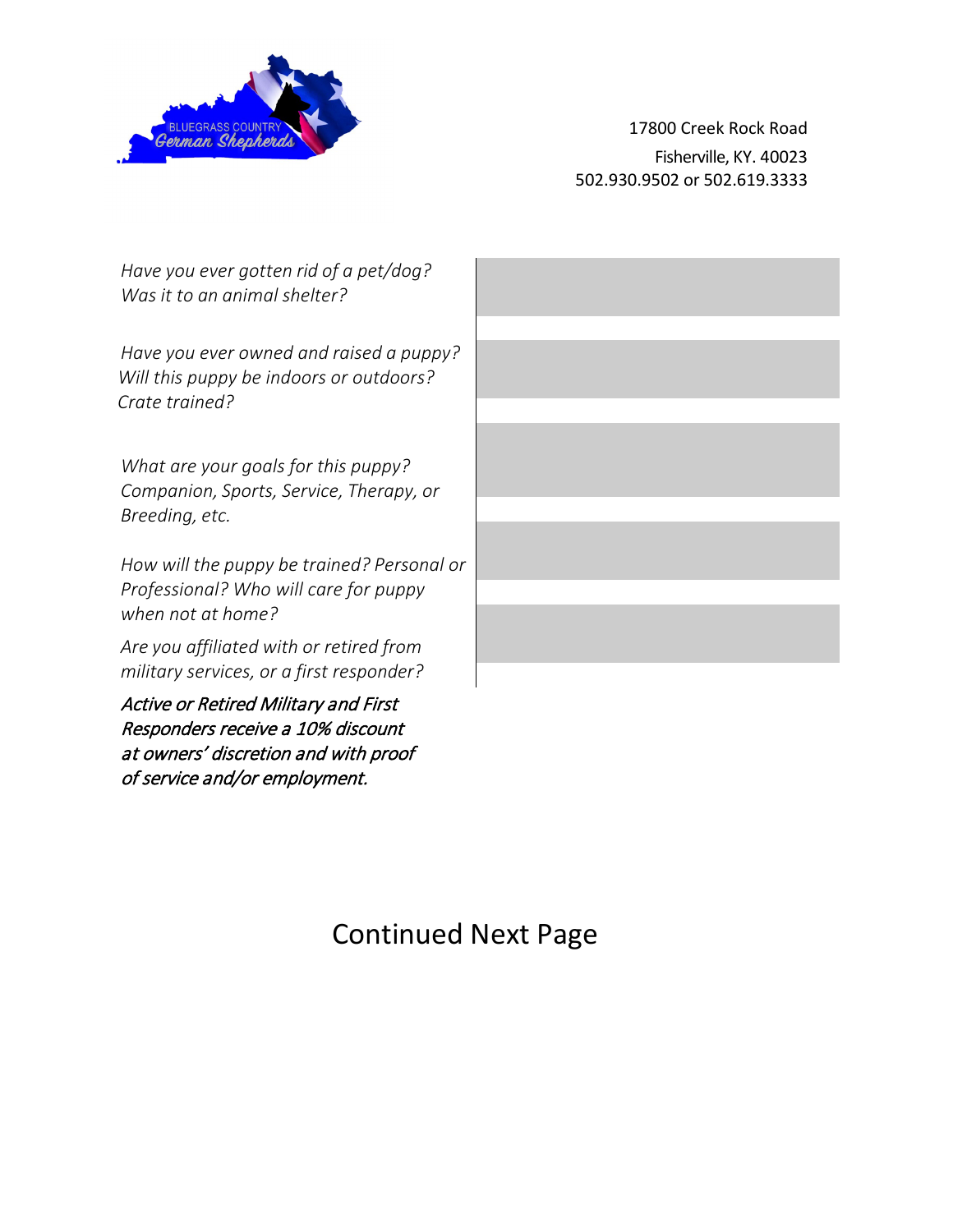BLUEGRASS COUNTRY German Shepherds

17800 Creek Rock Road
Fisherville, KY. 40023
502.930.9502 or 502.619.3333

| | |
|---|---|
| *Have you ever gotten rid of a pet/dog? Was it to an animal shelter?* | |
| *Have you ever owned and raised a puppy? Will this puppy be indoors or outdoors? Crate trained?* | |
| *What are your goals for this puppy? Companion, Sports, Service, Therapy, or Breeding, etc.* | |
| *How will the puppy be trained? Personal or Professional? Who will care for puppy when not at home?* | |
| *Are you affiliated with or retired from military services, or a first responder?* | |

*Active or Retired Military and First Responders receive a 10% discount at owners' discretion and with proof of service and/or employment.*

Continued Next Page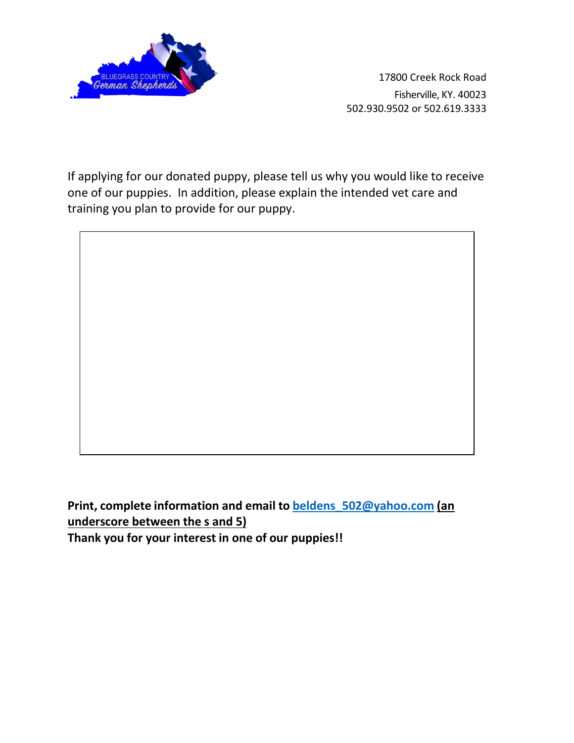17800 Creek Rock Road
Fisherville, KY. 40023
502.930.9502 or 502.619.3333

If applying for our donated puppy, please tell us why you would like to receive one of our puppies. In addition, please explain the intended vet care and training you plan to provide for our puppy.

**Print, complete information and email to beldens_502@yahoo.com (an underscore between the s and 5)**
**Thank you for your interest in one of our puppies!!**